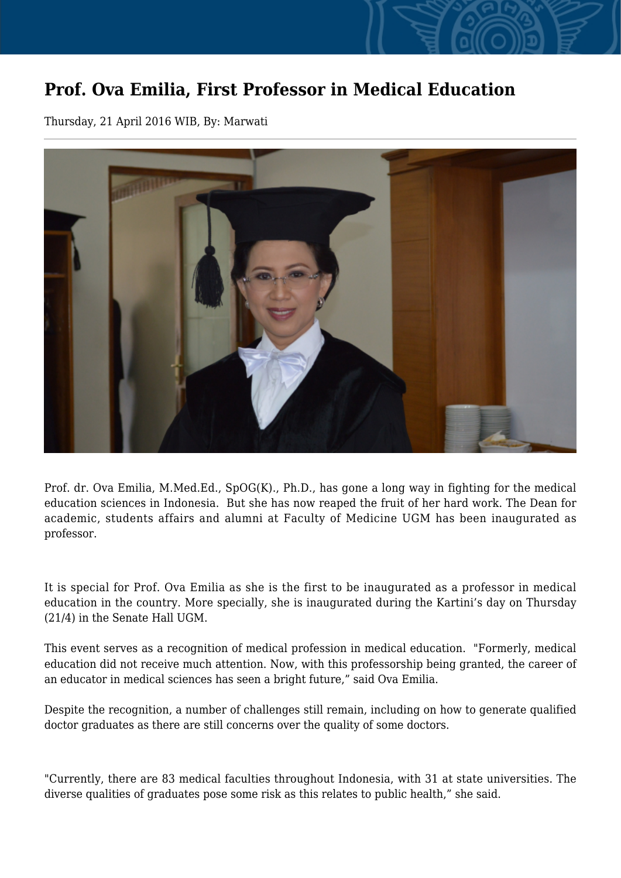# Prof. Ova Emilia, First Professor in Medical Education

Thursday, 21 April 2016 WIB, By: Marwati

Prof. dr. Ova Emilia, M.Med.Ed., SpOG(K)., Ph.D., has gone a long way in fighting for the medical education sciences in Indonesia. But she has now reaped the fruit of her hard work. The Dean for academic, students affairs and alumni at Faculty of Medicine UGM has been inaugurated as professor.

It is special for Prof. Ova Emilia as she is the first to be inaugurated as a professor in medical education in the country. More specially, she is inaugurated during the Kartini's day on Thursday (21/4) in the Senate Hall UGM.

This event serves as a recognition of medical profession in medical education. "Formerly, medical education did not receive much attention. Now, with this professorship being granted, the career of an educator in medical sciences has seen a bright future," said Ova Emilia.

Despite the recognition, a number of challenges still remain, including on how to generate qualified doctor graduates as there are still concerns over the quality of some doctors.

"Currently, there are 83 medical faculties throughout Indonesia, with 31 at state universities. The diverse qualities of graduates pose some risk as this relates to public health," she said.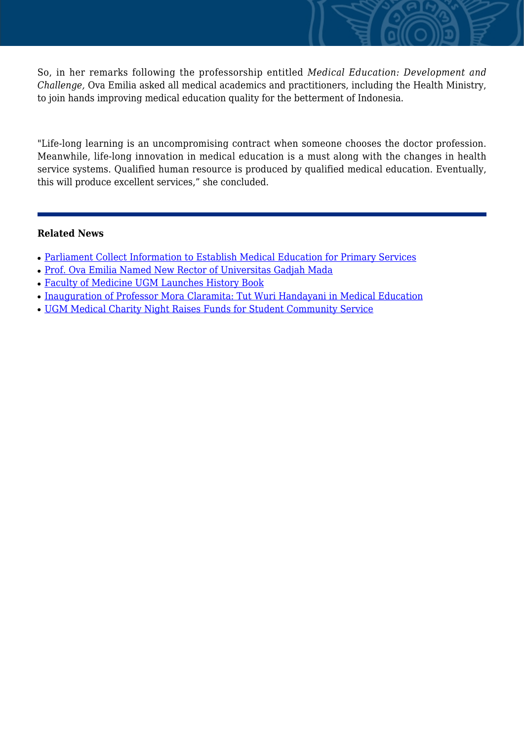So, in her remarks following the professorship entitled *Medical Education: Development and Challenge,* Ova Emilia asked all medical academics and practitioners, including the Health Ministry, to join hands improving medical education quality for the betterment of Indonesia.

"Life-long learning is an uncompromising contract when someone chooses the doctor profession. Meanwhile, life-long innovation in medical education is a must along with the changes in health service systems. Qualified human resource is produced by qualified medical education. Eventually, this will produce excellent services," she concluded.

---

**Related News**

- Parliament Collect Information to Establish Medical Education for Primary Services
- Prof. Ova Emilia Named New Rector of Universitas Gadjah Mada
- Faculty of Medicine UGM Launches History Book
- Inauguration of Professor Mora Claramita: Tut Wuri Handayani in Medical Education
- UGM Medical Charity Night Raises Funds for Student Community Service